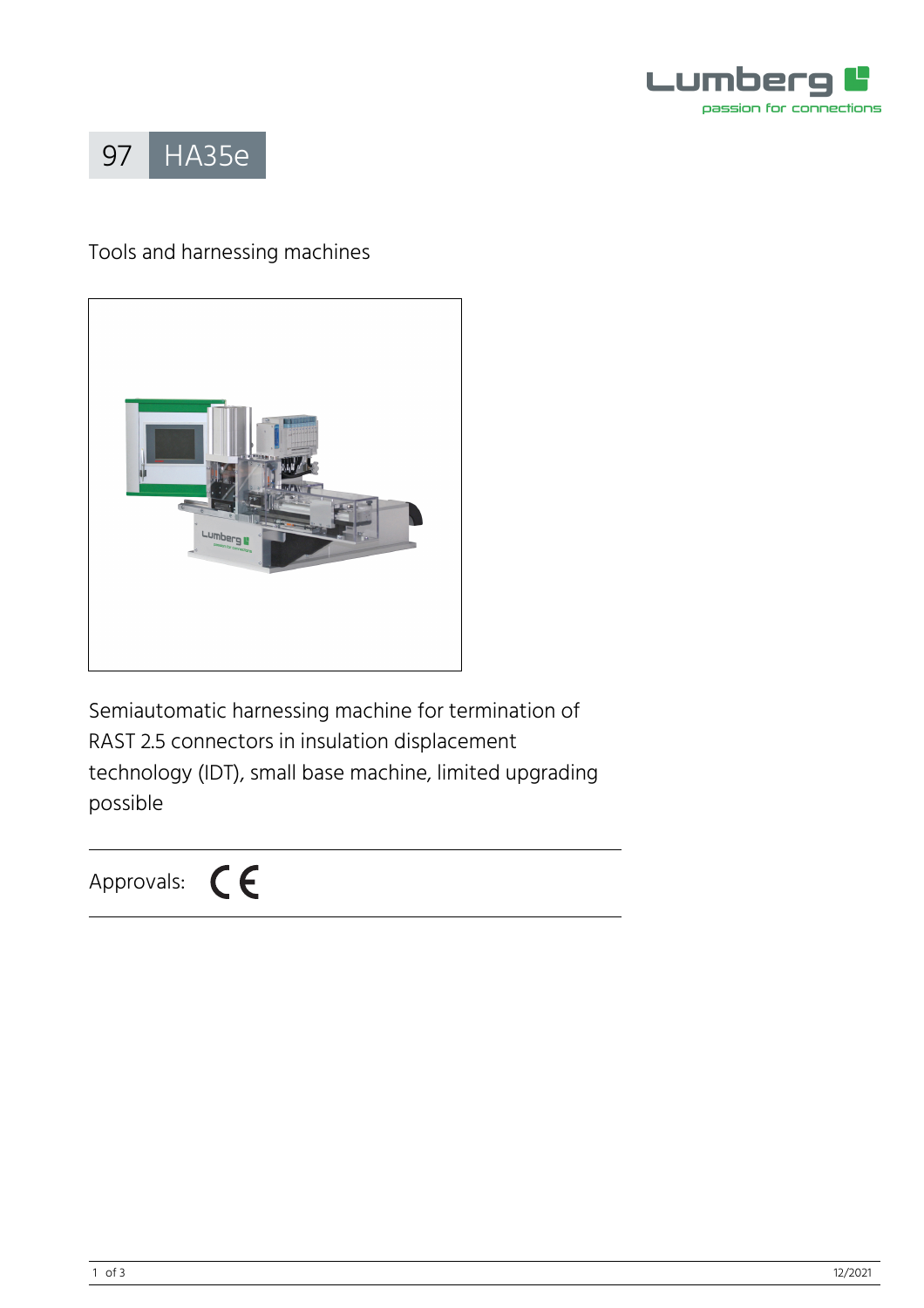# 97 HA35e

Tools and harnessing machines

Semiautomatic harnessing machine for termination of RAST 2.5 connectors in insulation displacement technology (IDT), small base machine, limited upgrading possible

Approvals: CE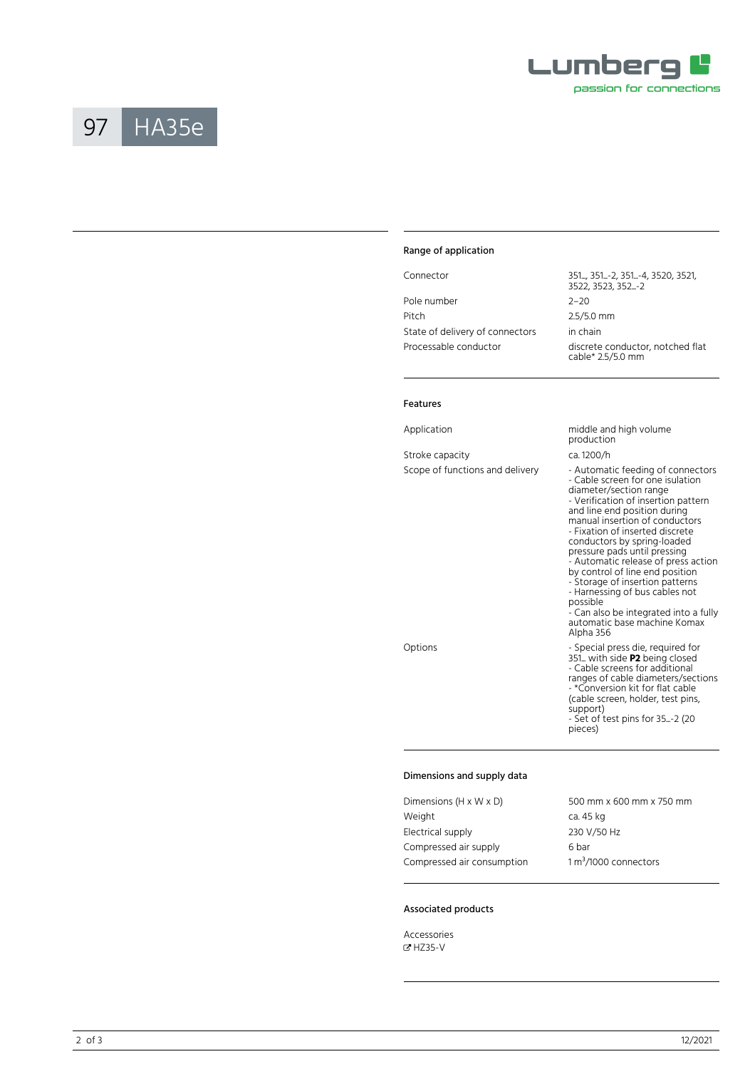# 97 HA35e

## Range of application

| | |
|---|---|
| Connector | 351..., 351...-2, 351...-4, 3520, 3521, 3522, 3523, 352...-2 |
| Pole number | 2–20 |
| Pitch | 2.5/5.0 mm |
| State of delivery of connectors | in chain |
| Processable conductor | discrete conductor, notched flat cable* 2.5/5.0 mm |

## Features

| | |
|---|---|
| Application | middle and high volume production |
| Stroke capacity | ca. 1200/h |
| Scope of functions and delivery | - Automatic feeding of connectors<br>- Cable screen for one isulation diameter/section range<br>- Verification of insertion pattern and line end position during manual insertion of conductors<br>- Fixation of inserted discrete conductors by spring-loaded pressure pads until pressing<br>- Automatic release of press action by control of line end position<br>- Storage of insertion patterns<br>- Harnessing of bus cables not possible<br>- Can also be integrated into a fully automatic base machine Komax Alpha 356 |
| Options | - Special press die, required for 351... with side **P2** being closed<br>- Cable screens for additional ranges of cable diameters/sections<br>- *Conversion kit for flat cable (cable screen, holder, test pins, support)<br>- Set of test pins for 35...-2 (20 pieces) |

## Dimensions and supply data

| | |
|---|---|
| Dimensions (H x W x D) | 500 mm x 600 mm x 750 mm |
| Weight | ca. 45 kg |
| Electrical supply | 230 V/50 Hz |
| Compressed air supply | 6 bar |
| Compressed air consumption | 1 $m^3$/1000 connectors |

## Associated products

Accessories
HZ35-V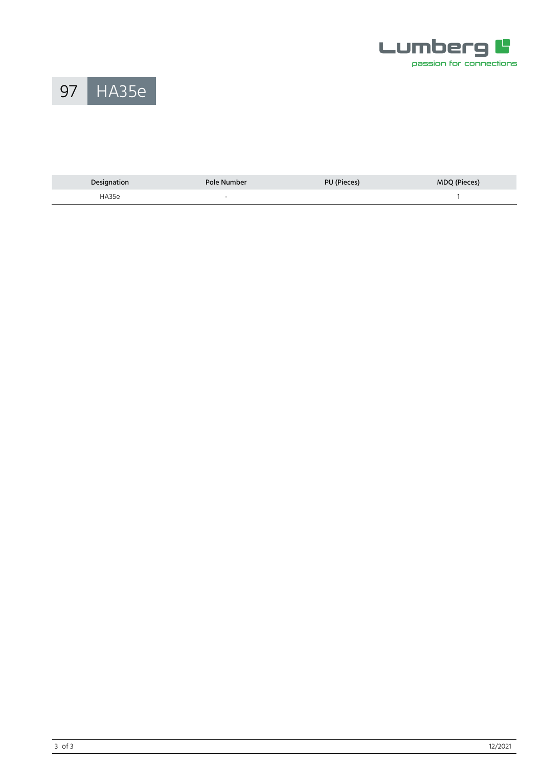# 97 HA35e

| Designation | Pole Number | PU (Pieces) | MDQ (Pieces) |
|---|---|---|---|
| HA35e | - | | 1 |